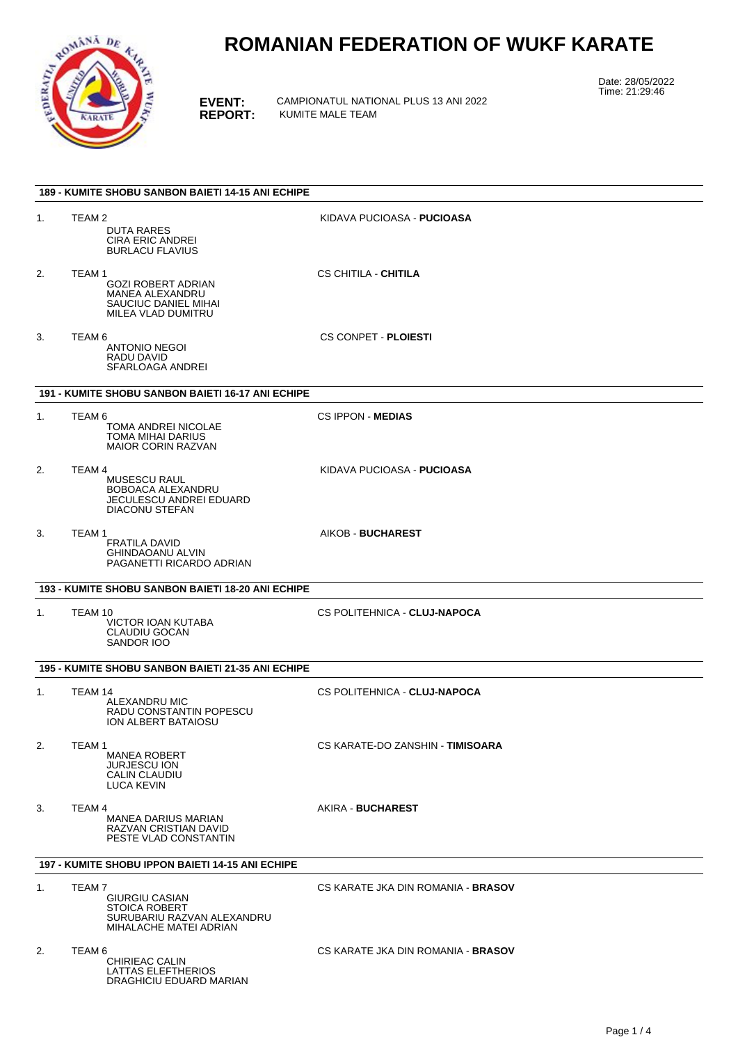# ROMANIAN FEDERATION OF WUKF KARATE

**EVENT:** CAMPIONATUL NATIONAL PLUS 13 ANI 2022
**REPORT:** KUMITE MALE TEAM

Date: 28/05/2022
Time: 21:29:46

## 189 - KUMITE SHOBU SANBON BAIETI 14-15 ANI ECHIPE

1. TEAM 2 — KIDAVA PUCIOASA - **PUCIOASA**
   - DUTA RARES
   - CIRA ERIC ANDREI
   - BURLACU FLAVIUS

2. TEAM 1 — CS CHITILA - **CHITILA**
   - GOZI ROBERT ADRIAN
   - MANEA ALEXANDRU
   - SAUCIUC DANIEL MIHAI
   - MILEA VLAD DUMITRU

3. TEAM 6 — CS CONPET - **PLOIESTI**
   - ANTONIO NEGOI
   - RADU DAVID
   - SFARLOAGA ANDREI

## 191 - KUMITE SHOBU SANBON BAIETI 16-17 ANI ECHIPE

1. TEAM 6 — CS IPPON - **MEDIAS**
   - TOMA ANDREI NICOLAE
   - TOMA MIHAI DARIUS
   - MAIOR CORIN RAZVAN

2. TEAM 4 — KIDAVA PUCIOASA - **PUCIOASA**
   - MUSESCU RAUL
   - BOBOACA ALEXANDRU
   - JECULESCU ANDREI EDUARD
   - DIACONU STEFAN

3. TEAM 1 — AIKOB - **BUCHAREST**
   - FRATILA DAVID
   - GHINDAOANU ALVIN
   - PAGANETTI RICARDO ADRIAN

## 193 - KUMITE SHOBU SANBON BAIETI 18-20 ANI ECHIPE

1. TEAM 10 — CS POLITEHNICA - **CLUJ-NAPOCA**
   - VICTOR IOAN KUTABA
   - CLAUDIU GOCAN
   - SANDOR IOO

## 195 - KUMITE SHOBU SANBON BAIETI 21-35 ANI ECHIPE

1. TEAM 14 — CS POLITEHNICA - **CLUJ-NAPOCA**
   - ALEXANDRU MIC
   - RADU CONSTANTIN POPESCU
   - ION ALBERT BATAIOSU

2. TEAM 1 — CS KARATE-DO ZANSHIN - **TIMISOARA**
   - MANEA ROBERT
   - JURJESCU ION
   - CALIN CLAUDIU
   - LUCA KEVIN

3. TEAM 4 — AKIRA - **BUCHAREST**
   - MANEA DARIUS MARIAN
   - RAZVAN CRISTIAN DAVID
   - PESTE VLAD CONSTANTIN

## 197 - KUMITE SHOBU IPPON BAIETI 14-15 ANI ECHIPE

1. TEAM 7 — CS KARATE JKA DIN ROMANIA - **BRASOV**
   - GIURGIU CASIAN
   - STOICA ROBERT
   - SURUBARIU RAZVAN ALEXANDRU
   - MIHALACHE MATEI ADRIAN

2. TEAM 6 — CS KARATE JKA DIN ROMANIA - **BRASOV**
   - CHIRIEAC CALIN
   - LATTAS ELEFTHERIOS
   - DRAGHICIU EDUARD MARIAN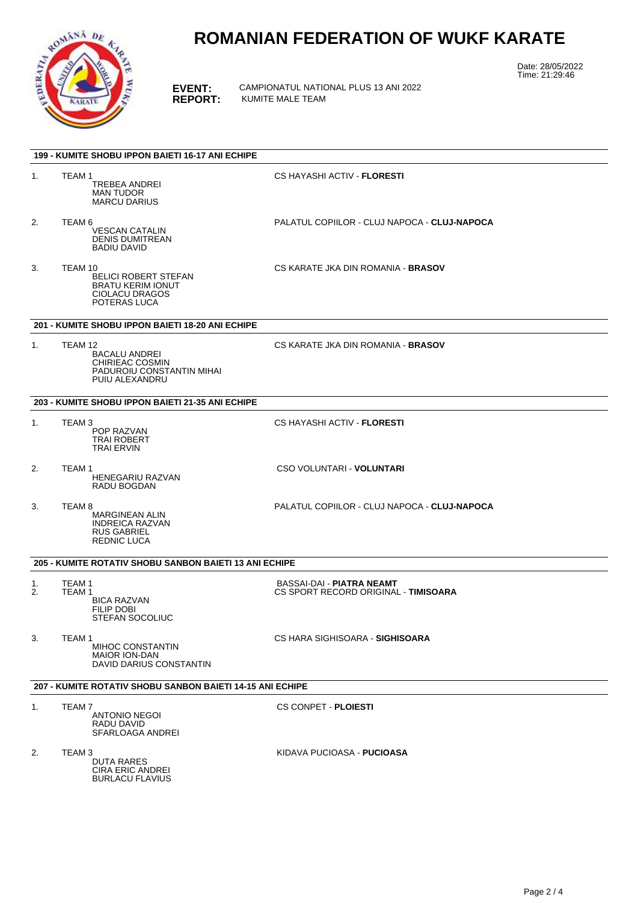# ROMANIAN FEDERATION OF WUKF KARATE

Date: 28/05/2022
Time: 21:29:46

**EVENT:** CAMPIONATUL NATIONAL PLUS 13 ANI 2022
**REPORT:** KUMITE MALE TEAM

## 199 - KUMITE SHOBU IPPON BAIETI 16-17 ANI ECHIPE

1. TEAM 1 — CS HAYASHI ACTIV - **FLORESTI**
   - TREBEA ANDREI
   - MAN TUDOR
   - MARCU DARIUS

2. TEAM 6 — PALATUL COPIILOR - CLUJ NAPOCA - **CLUJ-NAPOCA**
   - VESCAN CATALIN
   - DENIS DUMITREAN
   - BADIU DAVID

3. TEAM 10 — CS KARATE JKA DIN ROMANIA - **BRASOV**
   - BELICI ROBERT STEFAN
   - BRATU KERIM IONUT
   - CIOLACU DRAGOS
   - POTERAS LUCA

## 201 - KUMITE SHOBU IPPON BAIETI 18-20 ANI ECHIPE

1. TEAM 12 — CS KARATE JKA DIN ROMANIA - **BRASOV**
   - BACALU ANDREI
   - CHIRIEAC COSMIN
   - PADUROIU CONSTANTIN MIHAI
   - PUIU ALEXANDRU

## 203 - KUMITE SHOBU IPPON BAIETI 21-35 ANI ECHIPE

1. TEAM 3 — CS HAYASHI ACTIV - **FLORESTI**
   - POP RAZVAN
   - TRAI ROBERT
   - TRAI ERVIN

2. TEAM 1 — CSO VOLUNTARI - **VOLUNTARI**
   - HENEGARIU RAZVAN
   - RADU BOGDAN

3. TEAM 8 — PALATUL COPIILOR - CLUJ NAPOCA - **CLUJ-NAPOCA**
   - MARGINEAN ALIN
   - INDREICA RAZVAN
   - RUS GABRIEL
   - REDNIC LUCA

## 205 - KUMITE ROTATIV SHOBU SANBON BAIETI 13 ANI ECHIPE

1. TEAM 1 — BASSAI-DAI - **PIATRA NEAMT**
2. TEAM 1 — CS SPORT RECORD ORIGINAL - **TIMISOARA**
   - BICA RAZVAN
   - FILIP DOBI
   - STEFAN SOCOLIUC

3. TEAM 1 — CS HARA SIGHISOARA - **SIGHISOARA**
   - MIHOC CONSTANTIN
   - MAIOR ION-DAN
   - DAVID DARIUS CONSTANTIN

## 207 - KUMITE ROTATIV SHOBU SANBON BAIETI 14-15 ANI ECHIPE

1. TEAM 7 — CS CONPET - **PLOIESTI**
   - ANTONIO NEGOI
   - RADU DAVID
   - SFARLOAGA ANDREI

2. TEAM 3 — KIDAVA PUCIOASA - **PUCIOASA**
   - DUTA RARES
   - CIRA ERIC ANDREI
   - BURLACU FLAVIUS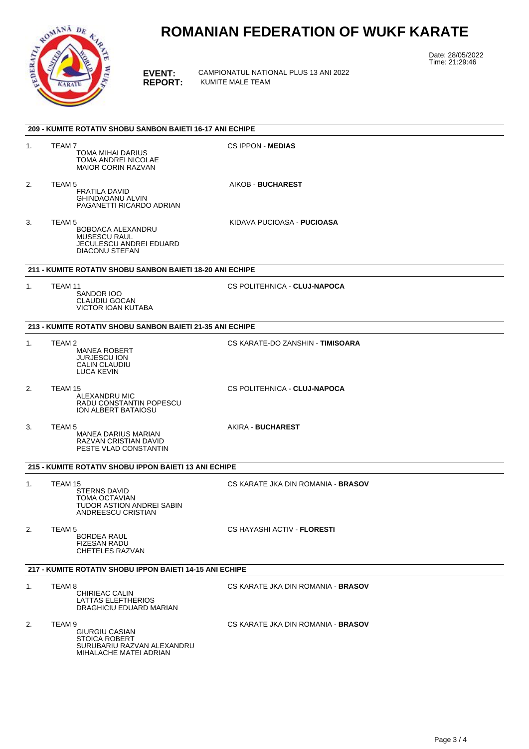# ROMANIAN FEDERATION OF WUKF KARATE

Date: 28/05/2022
Time: 21:29:46

**EVENT:** CAMPIONATUL NATIONAL PLUS 13 ANI 2022
**REPORT:** KUMITE MALE TEAM

### 209 - KUMITE ROTATIV SHOBU SANBON BAIETI 16-17 ANI ECHIPE

1. TEAM 7 — CS IPPON - **MEDIAS**
   - TOMA MIHAI DARIUS
   - TOMA ANDREI NICOLAE
   - MAIOR CORIN RAZVAN
2. TEAM 5 — AIKOB - **BUCHAREST**
   - FRATILA DAVID
   - GHINDAOANU ALVIN
   - PAGANETTI RICARDO ADRIAN
3. TEAM 5 — KIDAVA PUCIOASA - **PUCIOASA**
   - BOBOACA ALEXANDRU
   - MUSESCU RAUL
   - JECULESCU ANDREI EDUARD
   - DIACONU STEFAN

### 211 - KUMITE ROTATIV SHOBU SANBON BAIETI 18-20 ANI ECHIPE

1. TEAM 11 — CS POLITEHNICA - **CLUJ-NAPOCA**
   - SANDOR IOO
   - CLAUDIU GOCAN
   - VICTOR IOAN KUTABA

### 213 - KUMITE ROTATIV SHOBU SANBON BAIETI 21-35 ANI ECHIPE

1. TEAM 2 — CS KARATE-DO ZANSHIN - **TIMISOARA**
   - MANEA ROBERT
   - JURJESCU ION
   - CALIN CLAUDIU
   - LUCA KEVIN
2. TEAM 15 — CS POLITEHNICA - **CLUJ-NAPOCA**
   - ALEXANDRU MIC
   - RADU CONSTANTIN POPESCU
   - ION ALBERT BATAIOSU
3. TEAM 5 — AKIRA - **BUCHAREST**
   - MANEA DARIUS MARIAN
   - RAZVAN CRISTIAN DAVID
   - PESTE VLAD CONSTANTIN

### 215 - KUMITE ROTATIV SHOBU IPPON BAIETI 13 ANI ECHIPE

1. TEAM 15 — CS KARATE JKA DIN ROMANIA - **BRASOV**
   - STERNS DAVID
   - TOMA OCTAVIAN
   - TUDOR ASTION ANDREI SABIN
   - ANDREESCU CRISTIAN
2. TEAM 5 — CS HAYASHI ACTIV - **FLORESTI**
   - BORDEA RAUL
   - FIZESAN RADU
   - CHETELES RAZVAN

### 217 - KUMITE ROTATIV SHOBU IPPON BAIETI 14-15 ANI ECHIPE

1. TEAM 8 — CS KARATE JKA DIN ROMANIA - **BRASOV**
   - CHIRIEAC CALIN
   - LATTAS ELEFTHERIOS
   - DRAGHICIU EDUARD MARIAN
2. TEAM 9 — CS KARATE JKA DIN ROMANIA - **BRASOV**
   - GIURGIU CASIAN
   - STOICA ROBERT
   - SURUBARIU RAZVAN ALEXANDRU
   - MIHALACHE MATEI ADRIAN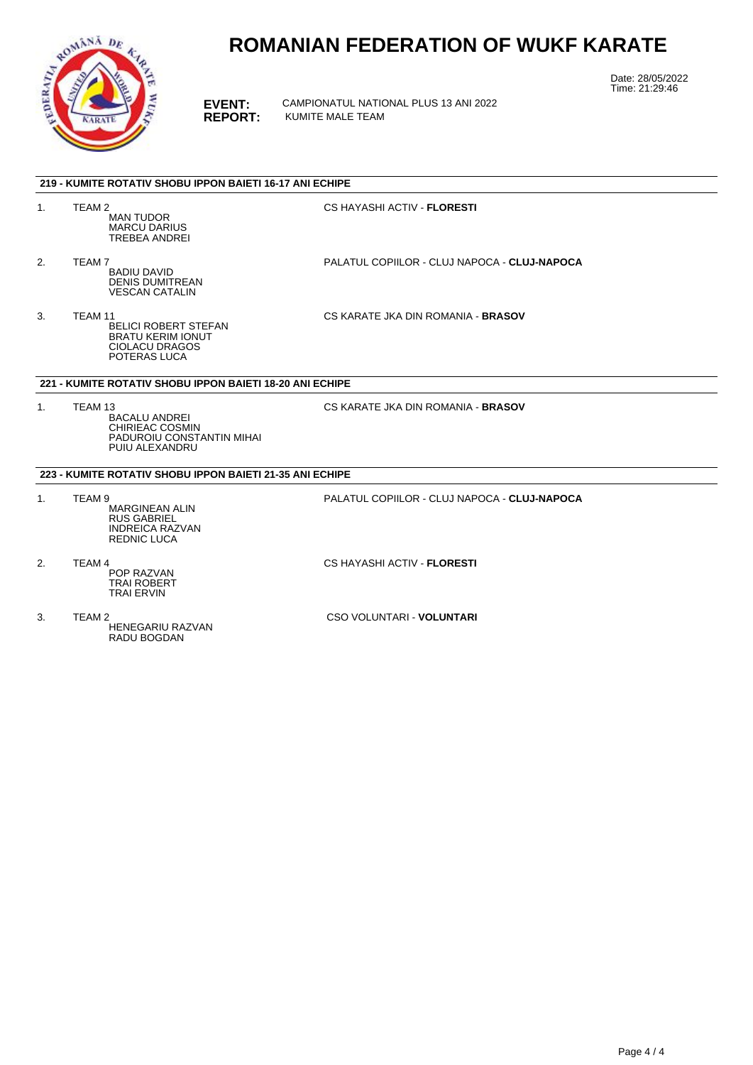# ROMANIAN FEDERATION OF WUKF KARATE

Date: 28/05/2022
Time: 21:29:46

**EVENT:** CAMPIONATUL NATIONAL PLUS 13 ANI 2022
**REPORT:** KUMITE MALE TEAM

### 219 - KUMITE ROTATIV SHOBU IPPON BAIETI 16-17 ANI ECHIPE

| | | | |
|---|---|---|---|
| 1. | TEAM 2 | MAN TUDOR, MARCU DARIUS, TREBEA ANDREI | CS HAYASHI ACTIV - **FLORESTI** |
| 2. | TEAM 7 | BADIU DAVID, DENIS DUMITREAN, VESCAN CATALIN | PALATUL COPIILOR - CLUJ NAPOCA - **CLUJ-NAPOCA** |
| 3. | TEAM 11 | BELICI ROBERT STEFAN, BRATU KERIM IONUT, CIOLACU DRAGOS, POTERAS LUCA | CS KARATE JKA DIN ROMANIA - **BRASOV** |

### 221 - KUMITE ROTATIV SHOBU IPPON BAIETI 18-20 ANI ECHIPE

| | | | |
|---|---|---|---|
| 1. | TEAM 13 | BACALU ANDREI, CHIRIEAC COSMIN, PADUROIU CONSTANTIN MIHAI, PUIU ALEXANDRU | CS KARATE JKA DIN ROMANIA - **BRASOV** |

### 223 - KUMITE ROTATIV SHOBU IPPON BAIETI 21-35 ANI ECHIPE

| | | | |
|---|---|---|---|
| 1. | TEAM 9 | MARGINEAN ALIN, RUS GABRIEL, INDREICA RAZVAN, REDNIC LUCA | PALATUL COPIILOR - CLUJ NAPOCA - **CLUJ-NAPOCA** |
| 2. | TEAM 4 | POP RAZVAN, TRAI ROBERT, TRAI ERVIN | CS HAYASHI ACTIV - **FLORESTI** |
| 3. | TEAM 2 | HENEGARIU RAZVAN, RADU BOGDAN | CSO VOLUNTARI - **VOLUNTARI** |